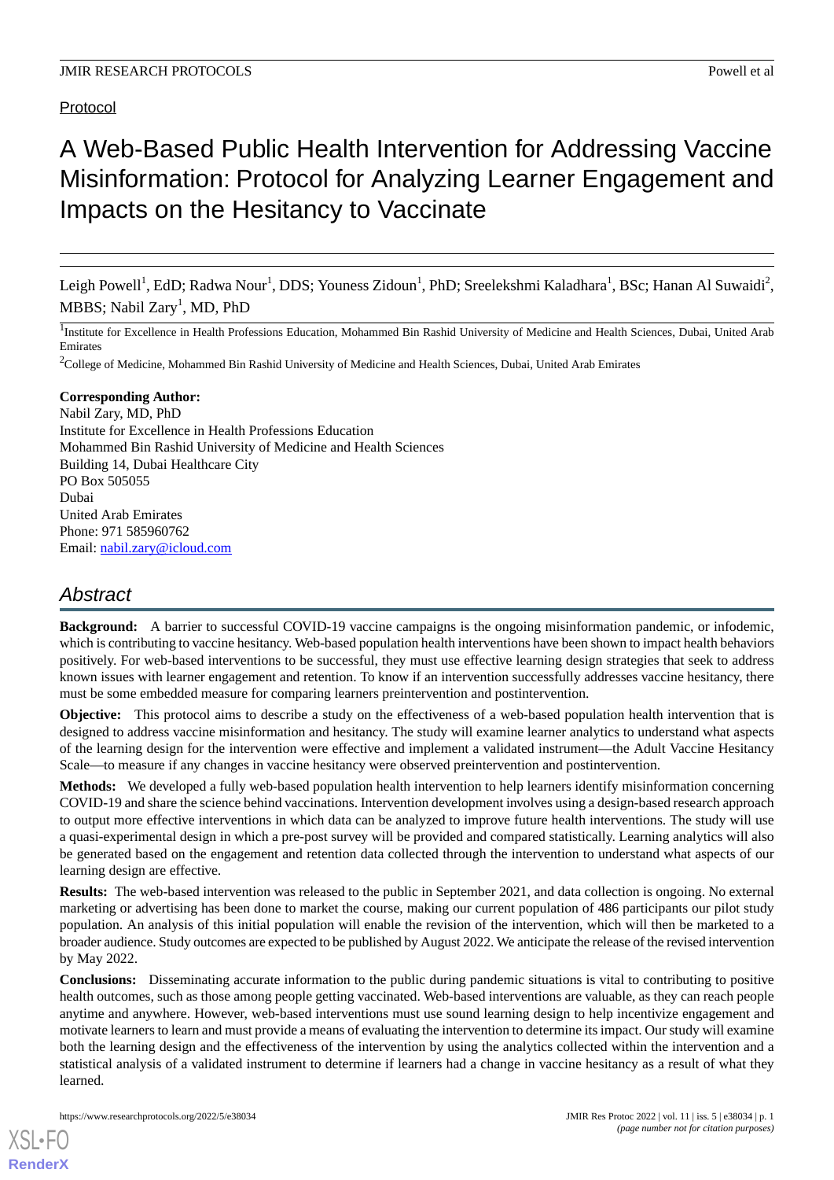Protocol

# A Web-Based Public Health Intervention for Addressing Vaccine Misinformation: Protocol for Analyzing Learner Engagement and Impacts on the Hesitancy to Vaccinate

Leigh Powell[1], EdD; Radwa Nour[1], DDS; Youness Zidoun[1], PhD; Sreelekshmi Kaladhara[1], BSc; Hanan Al Suwaidi[2], MBBS; Nabil Zary[1], MD, PhD

[1]Institute for Excellence in Health Professions Education, Mohammed Bin Rashid University of Medicine and Health Sciences, Dubai, United Arab Emirates

[2]College of Medicine, Mohammed Bin Rashid University of Medicine and Health Sciences, Dubai, United Arab Emirates

**Corresponding Author:**
Nabil Zary, MD, PhD
Institute for Excellence in Health Professions Education
Mohammed Bin Rashid University of Medicine and Health Sciences
Building 14, Dubai Healthcare City
PO Box 505055
Dubai
United Arab Emirates
Phone: 971 585960762
Email: nabil.zary@icloud.com

## Abstract

**Background:** A barrier to successful COVID-19 vaccine campaigns is the ongoing misinformation pandemic, or infodemic, which is contributing to vaccine hesitancy. Web-based population health interventions have been shown to impact health behaviors positively. For web-based interventions to be successful, they must use effective learning design strategies that seek to address known issues with learner engagement and retention. To know if an intervention successfully addresses vaccine hesitancy, there must be some embedded measure for comparing learners preintervention and postintervention.

**Objective:** This protocol aims to describe a study on the effectiveness of a web-based population health intervention that is designed to address vaccine misinformation and hesitancy. The study will examine learner analytics to understand what aspects of the learning design for the intervention were effective and implement a validated instrument—the Adult Vaccine Hesitancy Scale—to measure if any changes in vaccine hesitancy were observed preintervention and postintervention.

**Methods:** We developed a fully web-based population health intervention to help learners identify misinformation concerning COVID-19 and share the science behind vaccinations. Intervention development involves using a design-based research approach to output more effective interventions in which data can be analyzed to improve future health interventions. The study will use a quasi-experimental design in which a pre-post survey will be provided and compared statistically. Learning analytics will also be generated based on the engagement and retention data collected through the intervention to understand what aspects of our learning design are effective.

**Results:** The web-based intervention was released to the public in September 2021, and data collection is ongoing. No external marketing or advertising has been done to market the course, making our current population of 486 participants our pilot study population. An analysis of this initial population will enable the revision of the intervention, which will then be marketed to a broader audience. Study outcomes are expected to be published by August 2022. We anticipate the release of the revised intervention by May 2022.

**Conclusions:** Disseminating accurate information to the public during pandemic situations is vital to contributing to positive health outcomes, such as those among people getting vaccinated. Web-based interventions are valuable, as they can reach people anytime and anywhere. However, web-based interventions must use sound learning design to help incentivize engagement and motivate learners to learn and must provide a means of evaluating the intervention to determine its impact. Our study will examine both the learning design and the effectiveness of the intervention by using the analytics collected within the intervention and a statistical analysis of a validated instrument to determine if learners had a change in vaccine hesitancy as a result of what they learned.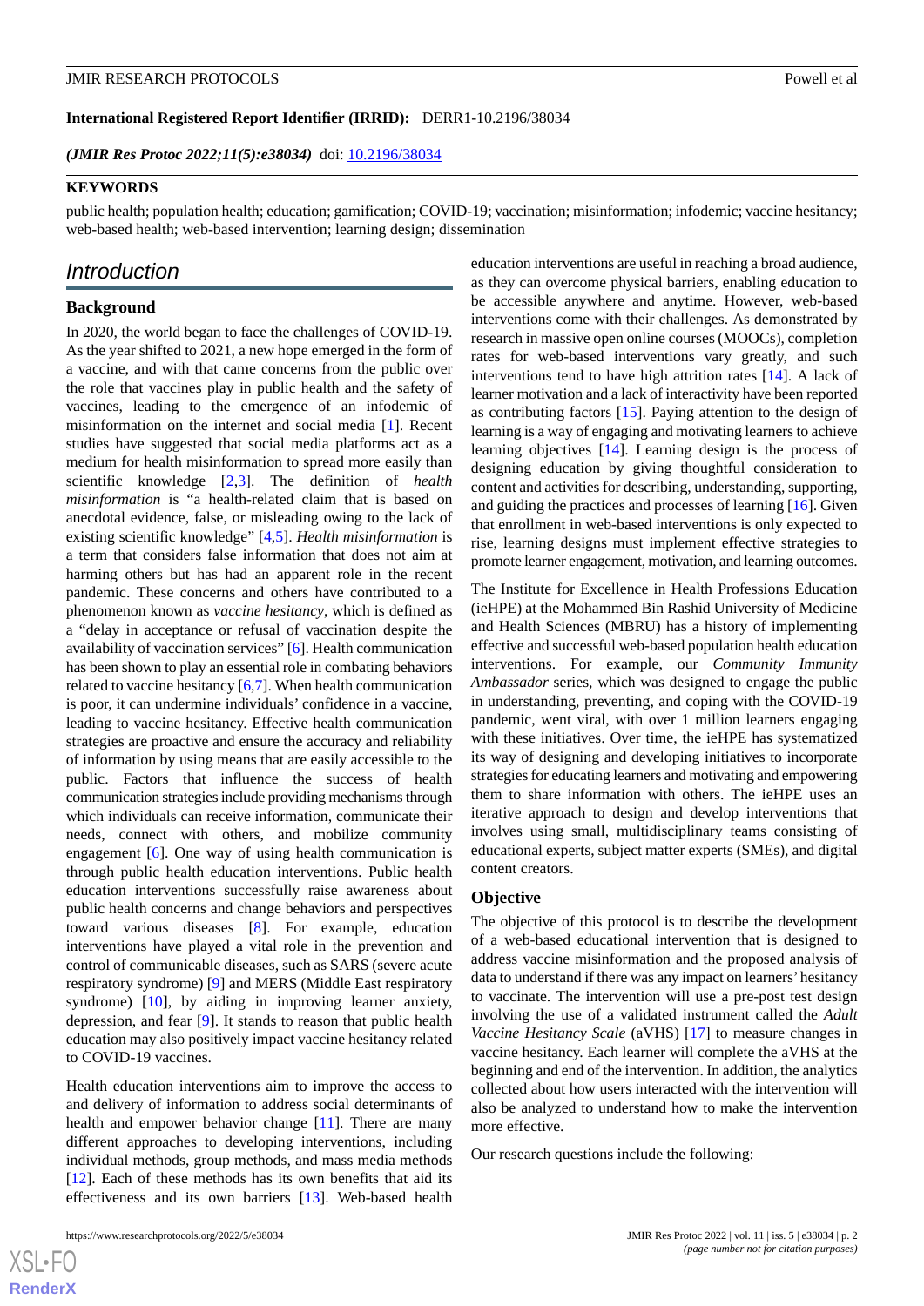**International Registered Report Identifier (IRRID):** DERR1-10.2196/38034

***(JMIR Res Protoc 2022;11(5):e38034)*** doi: 10.2196/38034

**KEYWORDS**

public health; population health; education; gamification; COVID-19; vaccination; misinformation; infodemic; vaccine hesitancy; web-based health; web-based intervention; learning design; dissemination

## Introduction

### Background

In 2020, the world began to face the challenges of COVID-19. As the year shifted to 2021, a new hope emerged in the form of a vaccine, and with that came concerns from the public over the role that vaccines play in public health and the safety of vaccines, leading to the emergence of an infodemic of misinformation on the internet and social media [1]. Recent studies have suggested that social media platforms act as a medium for health misinformation to spread more easily than scientific knowledge [2,3]. The definition of *health misinformation* is "a health-related claim that is based on anecdotal evidence, false, or misleading owing to the lack of existing scientific knowledge" [4,5]. *Health misinformation* is a term that considers false information that does not aim at harming others but has had an apparent role in the recent pandemic. These concerns and others have contributed to a phenomenon known as *vaccine hesitancy*, which is defined as a "delay in acceptance or refusal of vaccination despite the availability of vaccination services" [6]. Health communication has been shown to play an essential role in combating behaviors related to vaccine hesitancy [6,7]. When health communication is poor, it can undermine individuals' confidence in a vaccine, leading to vaccine hesitancy. Effective health communication strategies are proactive and ensure the accuracy and reliability of information by using means that are easily accessible to the public. Factors that influence the success of health communication strategies include providing mechanisms through which individuals can receive information, communicate their needs, connect with others, and mobilize community engagement [6]. One way of using health communication is through public health education interventions. Public health education interventions successfully raise awareness about public health concerns and change behaviors and perspectives toward various diseases [8]. For example, education interventions have played a vital role in the prevention and control of communicable diseases, such as SARS (severe acute respiratory syndrome) [9] and MERS (Middle East respiratory syndrome) [10], by aiding in improving learner anxiety, depression, and fear [9]. It stands to reason that public health education may also positively impact vaccine hesitancy related to COVID-19 vaccines.

Health education interventions aim to improve the access to and delivery of information to address social determinants of health and empower behavior change [11]. There are many different approaches to developing interventions, including individual methods, group methods, and mass media methods [12]. Each of these methods has its own benefits that aid its effectiveness and its own barriers [13]. Web-based health education interventions are useful in reaching a broad audience, as they can overcome physical barriers, enabling education to be accessible anywhere and anytime. However, web-based interventions come with their challenges. As demonstrated by research in massive open online courses (MOOCs), completion rates for web-based interventions vary greatly, and such interventions tend to have high attrition rates [14]. A lack of learner motivation and a lack of interactivity have been reported as contributing factors [15]. Paying attention to the design of learning is a way of engaging and motivating learners to achieve learning objectives [14]. Learning design is the process of designing education by giving thoughtful consideration to content and activities for describing, understanding, supporting, and guiding the practices and processes of learning [16]. Given that enrollment in web-based interventions is only expected to rise, learning designs must implement effective strategies to promote learner engagement, motivation, and learning outcomes.

The Institute for Excellence in Health Professions Education (ieHPE) at the Mohammed Bin Rashid University of Medicine and Health Sciences (MBRU) has a history of implementing effective and successful web-based population health education interventions. For example, our *Community Immunity Ambassador* series, which was designed to engage the public in understanding, preventing, and coping with the COVID-19 pandemic, went viral, with over 1 million learners engaging with these initiatives. Over time, the ieHPE has systematized its way of designing and developing initiatives to incorporate strategies for educating learners and motivating and empowering them to share information with others. The ieHPE uses an iterative approach to design and develop interventions that involves using small, multidisciplinary teams consisting of educational experts, subject matter experts (SMEs), and digital content creators.

### Objective

The objective of this protocol is to describe the development of a web-based educational intervention that is designed to address vaccine misinformation and the proposed analysis of data to understand if there was any impact on learners' hesitancy to vaccinate. The intervention will use a pre-post test design involving the use of a validated instrument called the *Adult Vaccine Hesitancy Scale* (aVHS) [17] to measure changes in vaccine hesitancy. Each learner will complete the aVHS at the beginning and end of the intervention. In addition, the analytics collected about how users interacted with the intervention will also be analyzed to understand how to make the intervention more effective.

Our research questions include the following: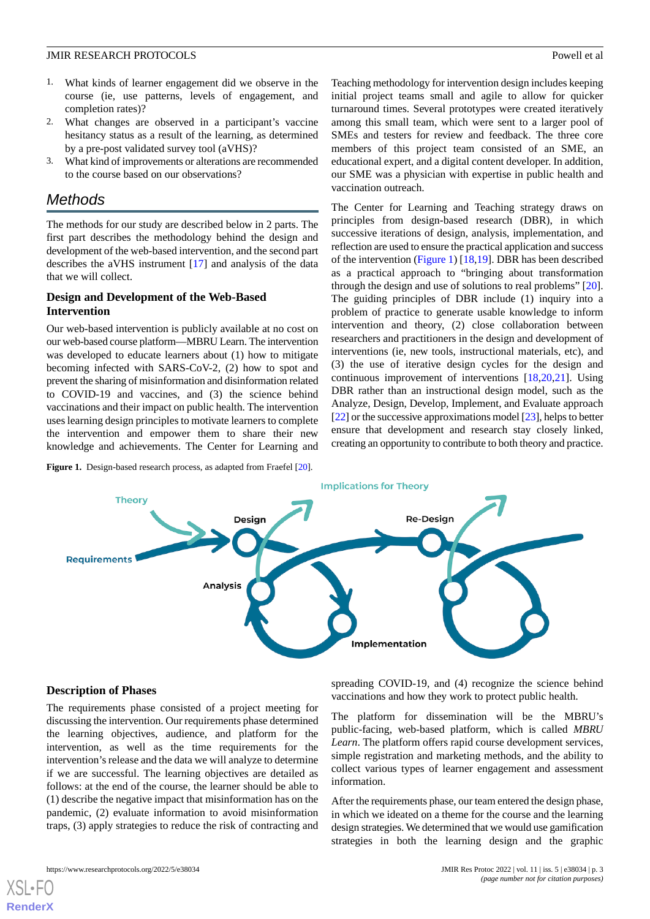1. What kinds of learner engagement did we observe in the course (ie, use patterns, levels of engagement, and completion rates)?
2. What changes are observed in a participant's vaccine hesitancy status as a result of the learning, as determined by a pre-post validated survey tool (aVHS)?
3. What kind of improvements or alterations are recommended to the course based on our observations?

## Methods

The methods for our study are described below in 2 parts. The first part describes the methodology behind the design and development of the web-based intervention, and the second part describes the aVHS instrument [17] and analysis of the data that we will collect.

### Design and Development of the Web-Based Intervention

Our web-based intervention is publicly available at no cost on our web-based course platform—MBRU Learn. The intervention was developed to educate learners about (1) how to mitigate becoming infected with SARS-CoV-2, (2) how to spot and prevent the sharing of misinformation and disinformation related to COVID-19 and vaccines, and (3) the science behind vaccinations and their impact on public health. The intervention uses learning design principles to motivate learners to complete the intervention and empower them to share their new knowledge and achievements. The Center for Learning and Teaching methodology for intervention design includes keeping initial project teams small and agile to allow for quicker turnaround times. Several prototypes were created iteratively among this small team, which were sent to a larger pool of SMEs and testers for review and feedback. The three core members of this project team consisted of an SME, an educational expert, and a digital content developer. In addition, our SME was a physician with expertise in public health and vaccination outreach.

The Center for Learning and Teaching strategy draws on principles from design-based research (DBR), in which successive iterations of design, analysis, implementation, and reflection are used to ensure the practical application and success of the intervention (Figure 1) [18,19]. DBR has been described as a practical approach to "bringing about transformation through the design and use of solutions to real problems" [20]. The guiding principles of DBR include (1) inquiry into a problem of practice to generate usable knowledge to inform intervention and theory, (2) close collaboration between researchers and practitioners in the design and development of interventions (ie, new tools, instructional materials, etc), and (3) the use of iterative design cycles for the design and continuous improvement of interventions [18,20,21]. Using DBR rather than an instructional design model, such as the Analyze, Design, Develop, Implement, and Evaluate approach [22] or the successive approximations model [23], helps to better ensure that development and research stay closely linked, creating an opportunity to contribute to both theory and practice.

**Figure 1.** Design-based research process, as adapted from Fraefel [20].

Theory
Requirements
Design
Analysis
Implementation
Implications for Theory
Re-Design

### Description of Phases

The requirements phase consisted of a project meeting for discussing the intervention. Our requirements phase determined the learning objectives, audience, and platform for the intervention, as well as the time requirements for the intervention's release and the data we will analyze to determine if we are successful. The learning objectives are detailed as follows: at the end of the course, the learner should be able to (1) describe the negative impact that misinformation has on the pandemic, (2) evaluate information to avoid misinformation traps, (3) apply strategies to reduce the risk of contracting and spreading COVID-19, and (4) recognize the science behind vaccinations and how they work to protect public health.

The platform for dissemination will be the MBRU's public-facing, web-based platform, which is called *MBRU Learn*. The platform offers rapid course development services, simple registration and marketing methods, and the ability to collect various types of learner engagement and assessment information.

After the requirements phase, our team entered the design phase, in which we ideated on a theme for the course and the learning design strategies. We determined that we would use gamification strategies in both the learning design and the graphic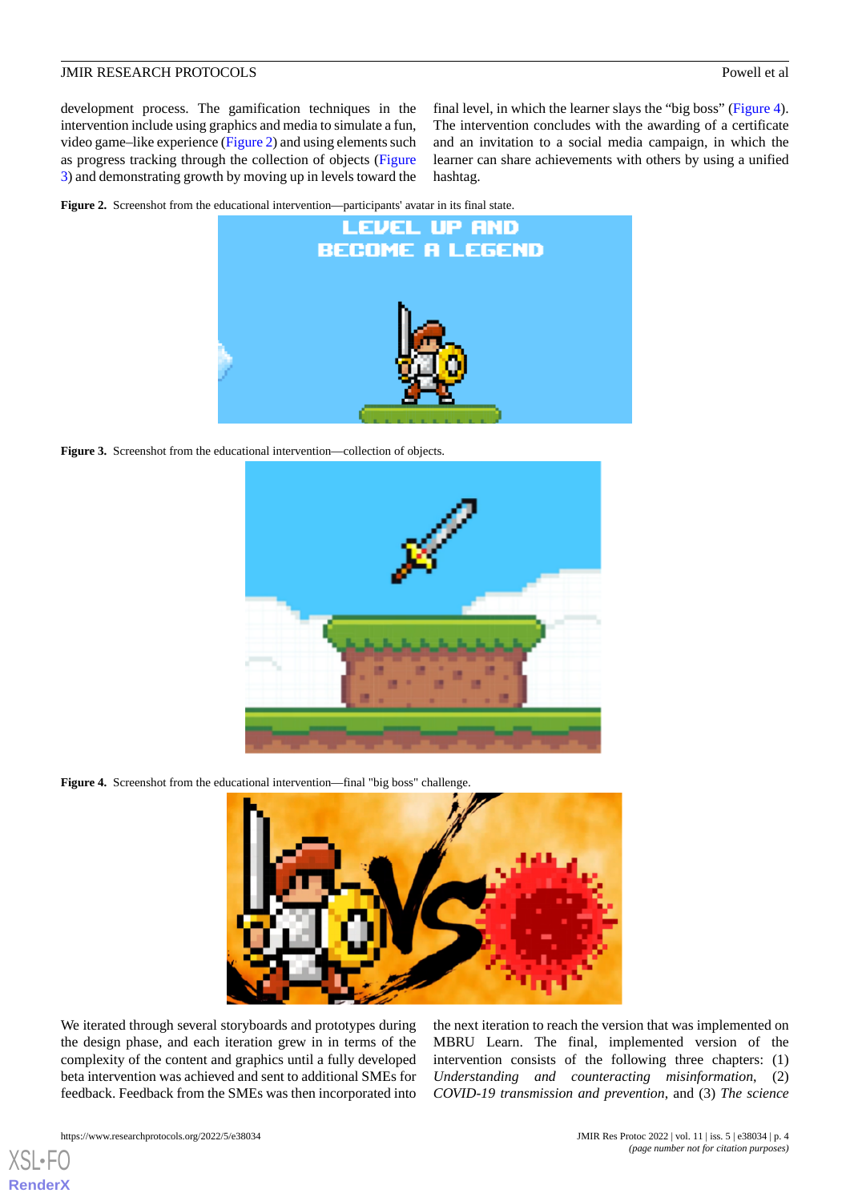development process. The gamification techniques in the intervention include using graphics and media to simulate a fun, video game–like experience (Figure 2) and using elements such as progress tracking through the collection of objects (Figure 3) and demonstrating growth by moving up in levels toward the final level, in which the learner slays the "big boss" (Figure 4). The intervention concludes with the awarding of a certificate and an invitation to a social media campaign, in which the learner can share achievements with others by using a unified hashtag.

**Figure 2.** Screenshot from the educational intervention—participants' avatar in its final state.

**Figure 3.** Screenshot from the educational intervention—collection of objects.

**Figure 4.** Screenshot from the educational intervention—final "big boss" challenge.

We iterated through several storyboards and prototypes during the design phase, and each iteration grew in in terms of the complexity of the content and graphics until a fully developed beta intervention was achieved and sent to additional SMEs for feedback. Feedback from the SMEs was then incorporated into the next iteration to reach the version that was implemented on MBRU Learn. The final, implemented version of the intervention consists of the following three chapters: (1) *Understanding and counteracting misinformation*, (2) *COVID-19 transmission and prevention*, and (3) *The science*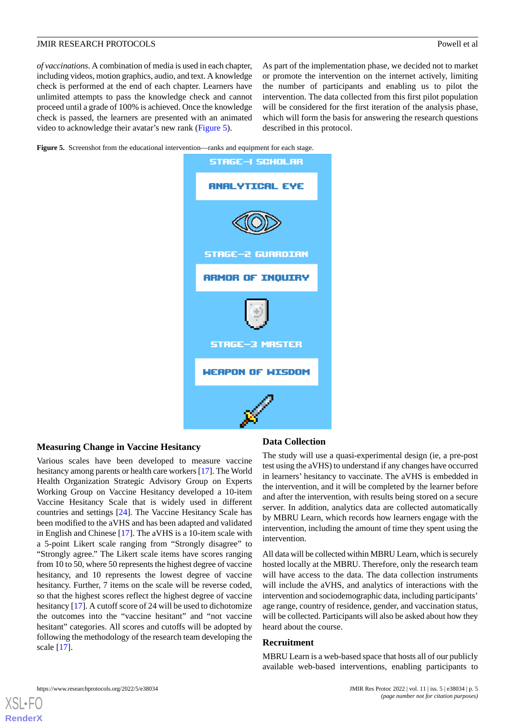*of vaccinations*. A combination of media is used in each chapter, including videos, motion graphics, audio, and text. A knowledge check is performed at the end of each chapter. Learners have unlimited attempts to pass the knowledge check and cannot proceed until a grade of 100% is achieved. Once the knowledge check is passed, the learners are presented with an animated video to acknowledge their avatar's new rank (Figure 5).

As part of the implementation phase, we decided not to market or promote the intervention on the internet actively, limiting the number of participants and enabling us to pilot the intervention. The data collected from this first pilot population will be considered for the first iteration of the analysis phase, which will form the basis for answering the research questions described in this protocol.

**Figure 5.** Screenshot from the educational intervention—ranks and equipment for each stage.

STAGE-1 SCHOLAR

ANALYTICAL EYE

STAGE-2 GUARDIAN

ARMOR OF INQUIRY

STAGE-3 MASTER

WEAPON OF WISDOM

### Measuring Change in Vaccine Hesitancy

Various scales have been developed to measure vaccine hesitancy among parents or health care workers [17]. The World Health Organization Strategic Advisory Group on Experts Working Group on Vaccine Hesitancy developed a 10-item Vaccine Hesitancy Scale that is widely used in different countries and settings [24]. The Vaccine Hesitancy Scale has been modified to the aVHS and has been adapted and validated in English and Chinese [17]. The aVHS is a 10-item scale with a 5-point Likert scale ranging from "Strongly disagree" to "Strongly agree." The Likert scale items have scores ranging from 10 to 50, where 50 represents the highest degree of vaccine hesitancy, and 10 represents the lowest degree of vaccine hesitancy. Further, 7 items on the scale will be reverse coded, so that the highest scores reflect the highest degree of vaccine hesitancy [17]. A cutoff score of 24 will be used to dichotomize the outcomes into the "vaccine hesitant" and "not vaccine hesitant" categories. All scores and cutoffs will be adopted by following the methodology of the research team developing the scale [17].

### Data Collection

The study will use a quasi-experimental design (ie, a pre-post test using the aVHS) to understand if any changes have occurred in learners' hesitancy to vaccinate. The aVHS is embedded in the intervention, and it will be completed by the learner before and after the intervention, with results being stored on a secure server. In addition, analytics data are collected automatically by MBRU Learn, which records how learners engage with the intervention, including the amount of time they spent using the intervention.

All data will be collected within MBRU Learn, which is securely hosted locally at the MBRU. Therefore, only the research team will have access to the data. The data collection instruments will include the aVHS, and analytics of interactions with the intervention and sociodemographic data, including participants' age range, country of residence, gender, and vaccination status, will be collected. Participants will also be asked about how they heard about the course.

### Recruitment

MBRU Learn is a web-based space that hosts all of our publicly available web-based interventions, enabling participants to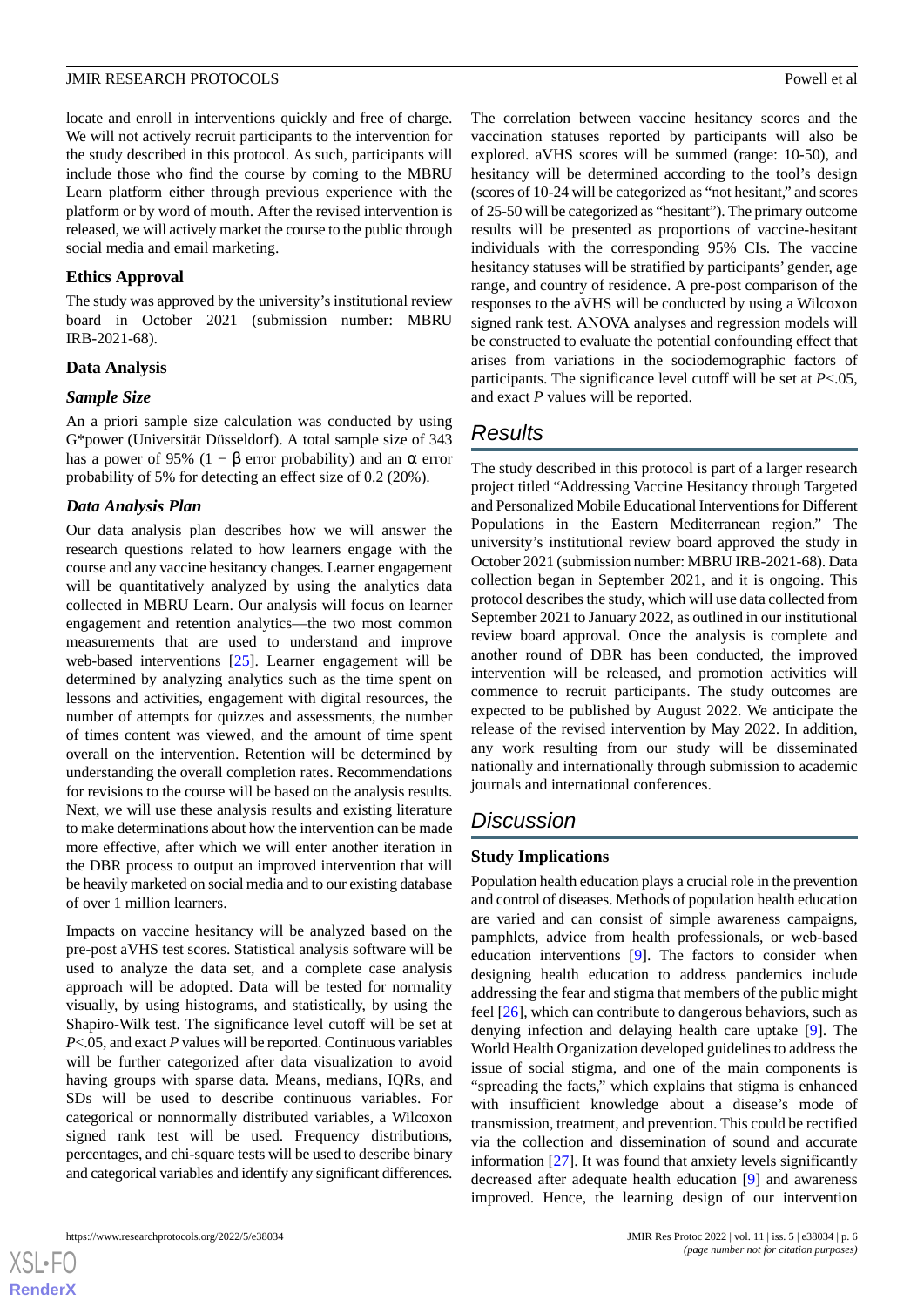locate and enroll in interventions quickly and free of charge. We will not actively recruit participants to the intervention for the study described in this protocol. As such, participants will include those who find the course by coming to the MBRU Learn platform either through previous experience with the platform or by word of mouth. After the revised intervention is released, we will actively market the course to the public through social media and email marketing.

### Ethics Approval

The study was approved by the university's institutional review board in October 2021 (submission number: MBRU IRB-2021-68).

### Data Analysis

#### *Sample Size*

An a priori sample size calculation was conducted by using G*power (Universität Düsseldorf). A total sample size of 343 has a power of 95% (1 − β error probability) and an α error probability of 5% for detecting an effect size of 0.2 (20%).

#### *Data Analysis Plan*

Our data analysis plan describes how we will answer the research questions related to how learners engage with the course and any vaccine hesitancy changes. Learner engagement will be quantitatively analyzed by using the analytics data collected in MBRU Learn. Our analysis will focus on learner engagement and retention analytics—the two most common measurements that are used to understand and improve web-based interventions [25]. Learner engagement will be determined by analyzing analytics such as the time spent on lessons and activities, engagement with digital resources, the number of attempts for quizzes and assessments, the number of times content was viewed, and the amount of time spent overall on the intervention. Retention will be determined by understanding the overall completion rates. Recommendations for revisions to the course will be based on the analysis results. Next, we will use these analysis results and existing literature to make determinations about how the intervention can be made more effective, after which we will enter another iteration in the DBR process to output an improved intervention that will be heavily marketed on social media and to our existing database of over 1 million learners.

Impacts on vaccine hesitancy will be analyzed based on the pre-post aVHS test scores. Statistical analysis software will be used to analyze the data set, and a complete case analysis approach will be adopted. Data will be tested for normality visually, by using histograms, and statistically, by using the Shapiro-Wilk test. The significance level cutoff will be set at $P<.05$, and exact $P$ values will be reported. Continuous variables will be further categorized after data visualization to avoid having groups with sparse data. Means, medians, IQRs, and SDs will be used to describe continuous variables. For categorical or nonnormally distributed variables, a Wilcoxon signed rank test will be used. Frequency distributions, percentages, and chi-square tests will be used to describe binary and categorical variables and identify any significant differences.

The correlation between vaccine hesitancy scores and the vaccination statuses reported by participants will also be explored. aVHS scores will be summed (range: 10-50), and hesitancy will be determined according to the tool's design (scores of 10-24 will be categorized as "not hesitant," and scores of 25-50 will be categorized as "hesitant"). The primary outcome results will be presented as proportions of vaccine-hesitant individuals with the corresponding 95% CIs. The vaccine hesitancy statuses will be stratified by participants' gender, age range, and country of residence. A pre-post comparison of the responses to the aVHS will be conducted by using a Wilcoxon signed rank test. ANOVA analyses and regression models will be constructed to evaluate the potential confounding effect that arises from variations in the sociodemographic factors of participants. The significance level cutoff will be set at $P<.05$, and exact $P$ values will be reported.

## Results

The study described in this protocol is part of a larger research project titled "Addressing Vaccine Hesitancy through Targeted and Personalized Mobile Educational Interventions for Different Populations in the Eastern Mediterranean region." The university's institutional review board approved the study in October 2021 (submission number: MBRU IRB-2021-68). Data collection began in September 2021, and it is ongoing. This protocol describes the study, which will use data collected from September 2021 to January 2022, as outlined in our institutional review board approval. Once the analysis is complete and another round of DBR has been conducted, the improved intervention will be released, and promotion activities will commence to recruit participants. The study outcomes are expected to be published by August 2022. We anticipate the release of the revised intervention by May 2022. In addition, any work resulting from our study will be disseminated nationally and internationally through submission to academic journals and international conferences.

## Discussion

### Study Implications

Population health education plays a crucial role in the prevention and control of diseases. Methods of population health education are varied and can consist of simple awareness campaigns, pamphlets, advice from health professionals, or web-based education interventions [9]. The factors to consider when designing health education to address pandemics include addressing the fear and stigma that members of the public might feel [26], which can contribute to dangerous behaviors, such as denying infection and delaying health care uptake [9]. The World Health Organization developed guidelines to address the issue of social stigma, and one of the main components is "spreading the facts," which explains that stigma is enhanced with insufficient knowledge about a disease's mode of transmission, treatment, and prevention. This could be rectified via the collection and dissemination of sound and accurate information [27]. It was found that anxiety levels significantly decreased after adequate health education [9] and awareness improved. Hence, the learning design of our intervention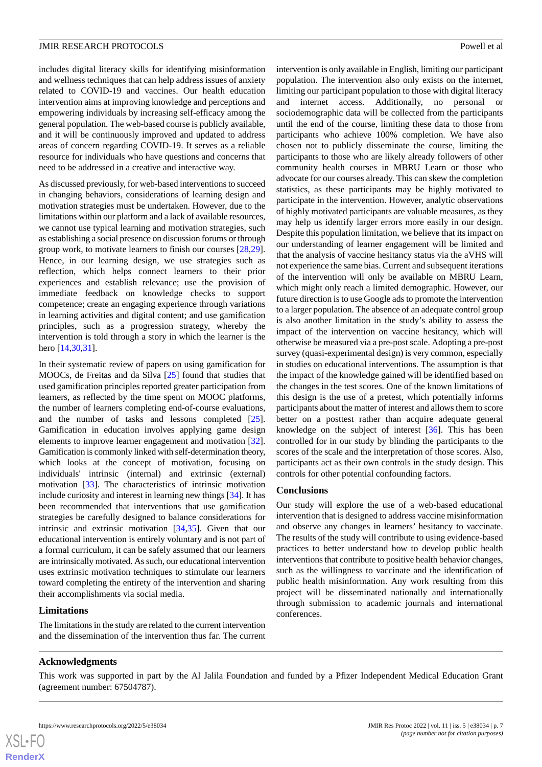includes digital literacy skills for identifying misinformation and wellness techniques that can help address issues of anxiety related to COVID-19 and vaccines. Our health education intervention aims at improving knowledge and perceptions and empowering individuals by increasing self-efficacy among the general population. The web-based course is publicly available, and it will be continuously improved and updated to address areas of concern regarding COVID-19. It serves as a reliable resource for individuals who have questions and concerns that need to be addressed in a creative and interactive way.

As discussed previously, for web-based interventions to succeed in changing behaviors, considerations of learning design and motivation strategies must be undertaken. However, due to the limitations within our platform and a lack of available resources, we cannot use typical learning and motivation strategies, such as establishing a social presence on discussion forums or through group work, to motivate learners to finish our courses [28,29]. Hence, in our learning design, we use strategies such as reflection, which helps connect learners to their prior experiences and establish relevance; use the provision of immediate feedback on knowledge checks to support competence; create an engaging experience through variations in learning activities and digital content; and use gamification principles, such as a progression strategy, whereby the intervention is told through a story in which the learner is the hero [14,30,31].

In their systematic review of papers on using gamification for MOOCs, de Freitas and da Silva [25] found that studies that used gamification principles reported greater participation from learners, as reflected by the time spent on MOOC platforms, the number of learners completing end-of-course evaluations, and the number of tasks and lessons completed [25]. Gamification in education involves applying game design elements to improve learner engagement and motivation [32]. Gamification is commonly linked with self-determination theory, which looks at the concept of motivation, focusing on individuals' intrinsic (internal) and extrinsic (external) motivation [33]. The characteristics of intrinsic motivation include curiosity and interest in learning new things [34]. It has been recommended that interventions that use gamification strategies be carefully designed to balance considerations for intrinsic and extrinsic motivation [34,35]. Given that our educational intervention is entirely voluntary and is not part of a formal curriculum, it can be safely assumed that our learners are intrinsically motivated. As such, our educational intervention uses extrinsic motivation techniques to stimulate our learners toward completing the entirety of the intervention and sharing their accomplishments via social media.

### Limitations

The limitations in the study are related to the current intervention and the dissemination of the intervention thus far. The current intervention is only available in English, limiting our participant population. The intervention also only exists on the internet, limiting our participant population to those with digital literacy and internet access. Additionally, no personal or sociodemographic data will be collected from the participants until the end of the course, limiting these data to those from participants who achieve 100% completion. We have also chosen not to publicly disseminate the course, limiting the participants to those who are likely already followers of other community health courses in MBRU Learn or those who advocate for our courses already. This can skew the completion statistics, as these participants may be highly motivated to participate in the intervention. However, analytic observations of highly motivated participants are valuable measures, as they may help us identify larger errors more easily in our design. Despite this population limitation, we believe that its impact on our understanding of learner engagement will be limited and that the analysis of vaccine hesitancy status via the aVHS will not experience the same bias. Current and subsequent iterations of the intervention will only be available on MBRU Learn, which might only reach a limited demographic. However, our future direction is to use Google ads to promote the intervention to a larger population. The absence of an adequate control group is also another limitation in the study's ability to assess the impact of the intervention on vaccine hesitancy, which will otherwise be measured via a pre-post scale. Adopting a pre-post survey (quasi-experimental design) is very common, especially in studies on educational interventions. The assumption is that the impact of the knowledge gained will be identified based on the changes in the test scores. One of the known limitations of this design is the use of a pretest, which potentially informs participants about the matter of interest and allows them to score better on a posttest rather than acquire adequate general knowledge on the subject of interest [36]. This has been controlled for in our study by blinding the participants to the scores of the scale and the interpretation of those scores. Also, participants act as their own controls in the study design. This controls for other potential confounding factors.

### Conclusions

Our study will explore the use of a web-based educational intervention that is designed to address vaccine misinformation and observe any changes in learners' hesitancy to vaccinate. The results of the study will contribute to using evidence-based practices to better understand how to develop public health interventions that contribute to positive health behavior changes, such as the willingness to vaccinate and the identification of public health misinformation. Any work resulting from this project will be disseminated nationally and internationally through submission to academic journals and international conferences.

## Acknowledgments

This work was supported in part by the Al Jalila Foundation and funded by a Pfizer Independent Medical Education Grant (agreement number: 67504787).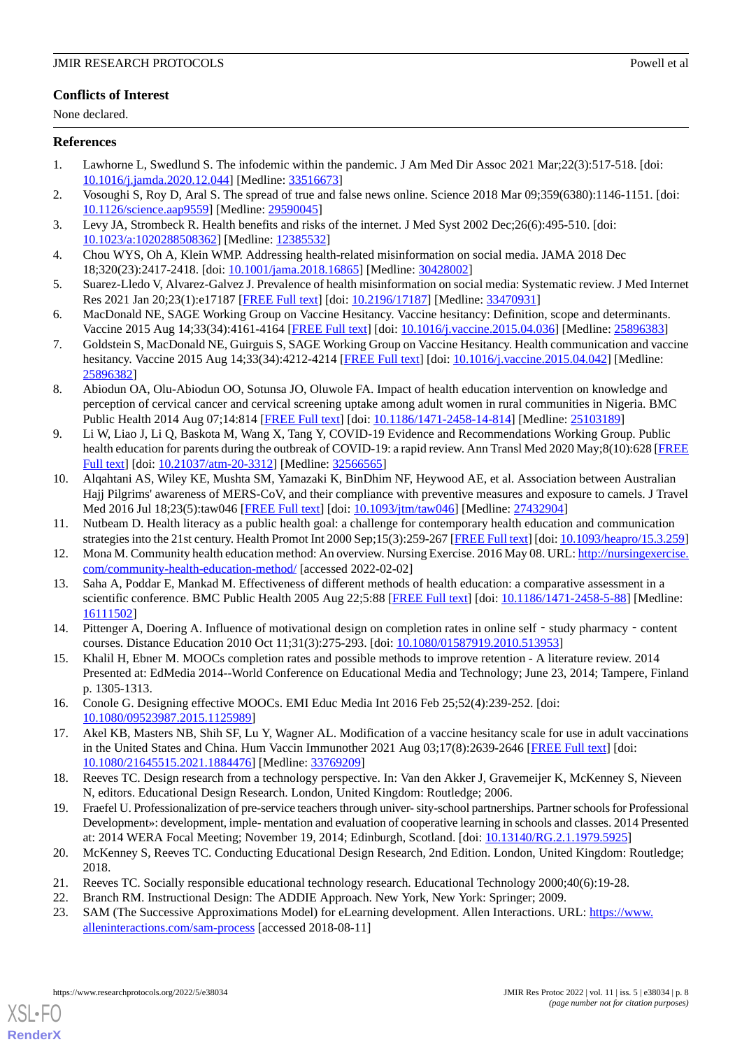## Conflicts of Interest

None declared.

## References

1. Lawhorne L, Swedlund S. The infodemic within the pandemic. J Am Med Dir Assoc 2021 Mar;22(3):517-518. [doi: 10.1016/j.jamda.2020.12.044] [Medline: 33516673]
2. Vosoughi S, Roy D, Aral S. The spread of true and false news online. Science 2018 Mar 09;359(6380):1146-1151. [doi: 10.1126/science.aap9559] [Medline: 29590045]
3. Levy JA, Strombeck R. Health benefits and risks of the internet. J Med Syst 2002 Dec;26(6):495-510. [doi: 10.1023/a:1020288508362] [Medline: 12385532]
4. Chou WYS, Oh A, Klein WMP. Addressing health-related misinformation on social media. JAMA 2018 Dec 18;320(23):2417-2418. [doi: 10.1001/jama.2018.16865] [Medline: 30428002]
5. Suarez-Lledo V, Alvarez-Galvez J. Prevalence of health misinformation on social media: Systematic review. J Med Internet Res 2021 Jan 20;23(1):e17187 [FREE Full text] [doi: 10.2196/17187] [Medline: 33470931]
6. MacDonald NE, SAGE Working Group on Vaccine Hesitancy. Vaccine hesitancy: Definition, scope and determinants. Vaccine 2015 Aug 14;33(34):4161-4164 [FREE Full text] [doi: 10.1016/j.vaccine.2015.04.036] [Medline: 25896383]
7. Goldstein S, MacDonald NE, Guirguis S, SAGE Working Group on Vaccine Hesitancy. Health communication and vaccine hesitancy. Vaccine 2015 Aug 14;33(34):4212-4214 [FREE Full text] [doi: 10.1016/j.vaccine.2015.04.042] [Medline: 25896382]
8. Abiodun OA, Olu-Abiodun OO, Sotunsa JO, Oluwole FA. Impact of health education intervention on knowledge and perception of cervical cancer and cervical screening uptake among adult women in rural communities in Nigeria. BMC Public Health 2014 Aug 07;14:814 [FREE Full text] [doi: 10.1186/1471-2458-14-814] [Medline: 25103189]
9. Li W, Liao J, Li Q, Baskota M, Wang X, Tang Y, COVID-19 Evidence and Recommendations Working Group. Public health education for parents during the outbreak of COVID-19: a rapid review. Ann Transl Med 2020 May;8(10):628 [FREE Full text] [doi: 10.21037/atm-20-3312] [Medline: 32566565]
10. Alqahtani AS, Wiley KE, Mushta SM, Yamazaki K, BinDhim NF, Heywood AE, et al. Association between Australian Hajj Pilgrims' awareness of MERS-CoV, and their compliance with preventive measures and exposure to camels. J Travel Med 2016 Jul 18;23(5):taw046 [FREE Full text] [doi: 10.1093/jtm/taw046] [Medline: 27432904]
11. Nutbeam D. Health literacy as a public health goal: a challenge for contemporary health education and communication strategies into the 21st century. Health Promot Int 2000 Sep;15(3):259-267 [FREE Full text] [doi: 10.1093/heapro/15.3.259]
12. Mona M. Community health education method: An overview. Nursing Exercise. 2016 May 08. URL: http://nursingexercise.com/community-health-education-method/ [accessed 2022-02-02]
13. Saha A, Poddar E, Mankad M. Effectiveness of different methods of health education: a comparative assessment in a scientific conference. BMC Public Health 2005 Aug 22;5:88 [FREE Full text] [doi: 10.1186/1471-2458-5-88] [Medline: 16111502]
14. Pittenger A, Doering A. Influence of motivational design on completion rates in online self‐study pharmacy‐content courses. Distance Education 2010 Oct 11;31(3):275-293. [doi: 10.1080/01587919.2010.513953]
15. Khalil H, Ebner M. MOOCs completion rates and possible methods to improve retention - A literature review. 2014 Presented at: EdMedia 2014--World Conference on Educational Media and Technology; June 23, 2014; Tampere, Finland p. 1305-1313.
16. Conole G. Designing effective MOOCs. EMI Educ Media Int 2016 Feb 25;52(4):239-252. [doi: 10.1080/09523987.2015.1125989]
17. Akel KB, Masters NB, Shih SF, Lu Y, Wagner AL. Modification of a vaccine hesitancy scale for use in adult vaccinations in the United States and China. Hum Vaccin Immunother 2021 Aug 03;17(8):2639-2646 [FREE Full text] [doi: 10.1080/21645515.2021.1884476] [Medline: 33769209]
18. Reeves TC. Design research from a technology perspective. In: Van den Akker J, Gravemeijer K, McKenney S, Nieveen N, editors. Educational Design Research. London, United Kingdom: Routledge; 2006.
19. Fraefel U. Professionalization of pre-service teachers through univer- sity-school partnerships. Partner schools for Professional Development»: development, imple- mentation and evaluation of cooperative learning in schools and classes. 2014 Presented at: 2014 WERA Focal Meeting; November 19, 2014; Edinburgh, Scotland. [doi: 10.13140/RG.2.1.1979.5925]
20. McKenney S, Reeves TC. Conducting Educational Design Research, 2nd Edition. London, United Kingdom: Routledge; 2018.
21. Reeves TC. Socially responsible educational technology research. Educational Technology 2000;40(6):19-28.
22. Branch RM. Instructional Design: The ADDIE Approach. New York, New York: Springer; 2009.
23. SAM (The Successive Approximations Model) for eLearning development. Allen Interactions. URL: https://www.alleninteractions.com/sam-process [accessed 2018-08-11]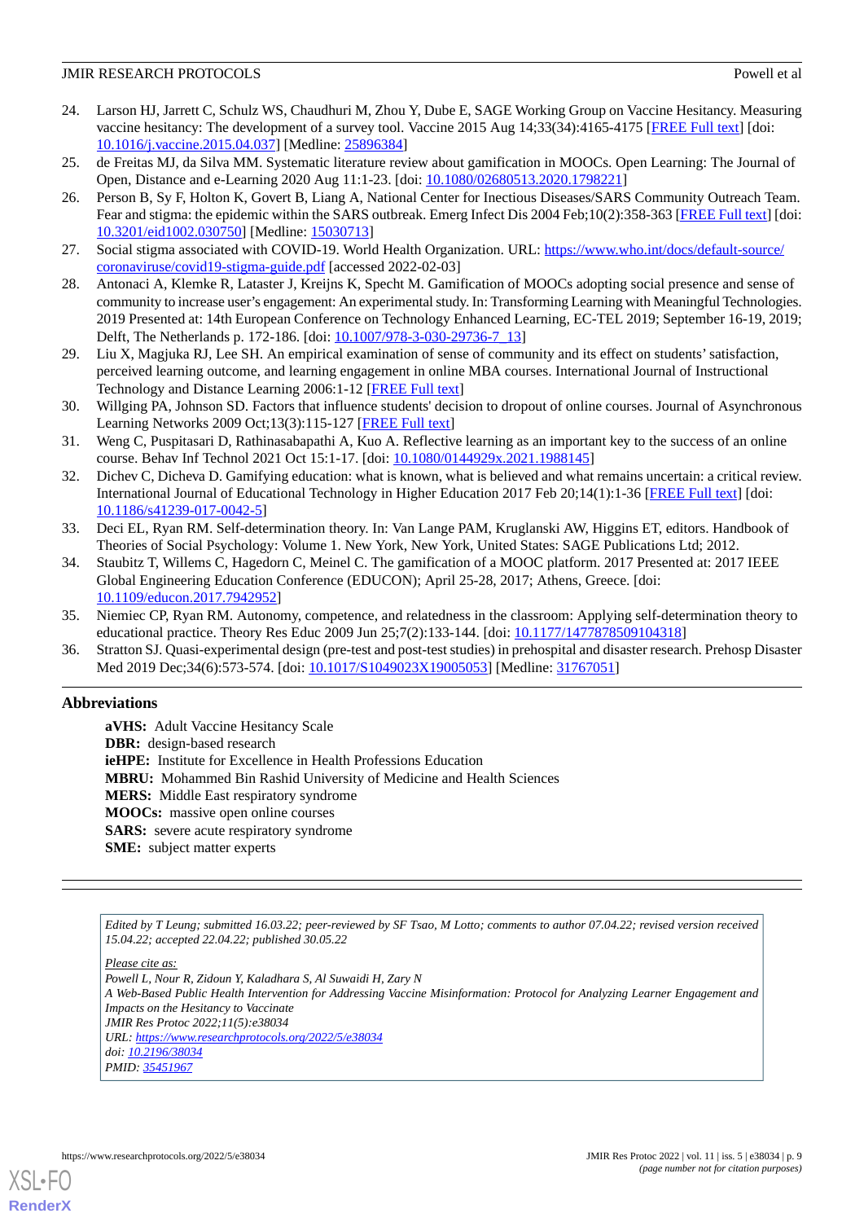24. Larson HJ, Jarrett C, Schulz WS, Chaudhuri M, Zhou Y, Dube E, SAGE Working Group on Vaccine Hesitancy. Measuring vaccine hesitancy: The development of a survey tool. Vaccine 2015 Aug 14;33(34):4165-4175 [FREE Full text] [doi: 10.1016/j.vaccine.2015.04.037] [Medline: 25896384]
25. de Freitas MJ, da Silva MM. Systematic literature review about gamification in MOOCs. Open Learning: The Journal of Open, Distance and e-Learning 2020 Aug 11:1-23. [doi: 10.1080/02680513.2020.1798221]
26. Person B, Sy F, Holton K, Govert B, Liang A, National Center for Inectious Diseases/SARS Community Outreach Team. Fear and stigma: the epidemic within the SARS outbreak. Emerg Infect Dis 2004 Feb;10(2):358-363 [FREE Full text] [doi: 10.3201/eid1002.030750] [Medline: 15030713]
27. Social stigma associated with COVID-19. World Health Organization. URL: https://www.who.int/docs/default-source/coronaviruse/covid19-stigma-guide.pdf [accessed 2022-02-03]
28. Antonaci A, Klemke R, Lataster J, Kreijns K, Specht M. Gamification of MOOCs adopting social presence and sense of community to increase user's engagement: An experimental study. In: Transforming Learning with Meaningful Technologies. 2019 Presented at: 14th European Conference on Technology Enhanced Learning, EC-TEL 2019; September 16-19, 2019; Delft, The Netherlands p. 172-186. [doi: 10.1007/978-3-030-29736-7_13]
29. Liu X, Magjuka RJ, Lee SH. An empirical examination of sense of community and its effect on students' satisfaction, perceived learning outcome, and learning engagement in online MBA courses. International Journal of Instructional Technology and Distance Learning 2006:1-12 [FREE Full text]
30. Willging PA, Johnson SD. Factors that influence students' decision to dropout of online courses. Journal of Asynchronous Learning Networks 2009 Oct;13(3):115-127 [FREE Full text]
31. Weng C, Puspitasari D, Rathinasabapathi A, Kuo A. Reflective learning as an important key to the success of an online course. Behav Inf Technol 2021 Oct 15:1-17. [doi: 10.1080/0144929x.2021.1988145]
32. Dichev C, Dicheva D. Gamifying education: what is known, what is believed and what remains uncertain: a critical review. International Journal of Educational Technology in Higher Education 2017 Feb 20;14(1):1-36 [FREE Full text] [doi: 10.1186/s41239-017-0042-5]
33. Deci EL, Ryan RM. Self-determination theory. In: Van Lange PAM, Kruglanski AW, Higgins ET, editors. Handbook of Theories of Social Psychology: Volume 1. New York, New York, United States: SAGE Publications Ltd; 2012.
34. Staubitz T, Willems C, Hagedorn C, Meinel C. The gamification of a MOOC platform. 2017 Presented at: 2017 IEEE Global Engineering Education Conference (EDUCON); April 25-28, 2017; Athens, Greece. [doi: 10.1109/educon.2017.7942952]
35. Niemiec CP, Ryan RM. Autonomy, competence, and relatedness in the classroom: Applying self-determination theory to educational practice. Theory Res Educ 2009 Jun 25;7(2):133-144. [doi: 10.1177/1477878509104318]
36. Stratton SJ. Quasi-experimental design (pre-test and post-test studies) in prehospital and disaster research. Prehosp Disaster Med 2019 Dec;34(6):573-574. [doi: 10.1017/S1049023X19005053] [Medline: 31767051]

## Abbreviations

**aVHS:** Adult Vaccine Hesitancy Scale
**DBR:** design-based research
**ieHPE:** Institute for Excellence in Health Professions Education
**MBRU:** Mohammed Bin Rashid University of Medicine and Health Sciences
**MERS:** Middle East respiratory syndrome
**MOOCs:** massive open online courses
**SARS:** severe acute respiratory syndrome
**SME:** subject matter experts

*Edited by T Leung; submitted 16.03.22; peer-reviewed by SF Tsao, M Lotto; comments to author 07.04.22; revised version received 15.04.22; accepted 22.04.22; published 30.05.22*

*Please cite as:*
*Powell L, Nour R, Zidoun Y, Kaladhara S, Al Suwaidi H, Zary N*
*A Web-Based Public Health Intervention for Addressing Vaccine Misinformation: Protocol for Analyzing Learner Engagement and Impacts on the Hesitancy to Vaccinate*
*JMIR Res Protoc 2022;11(5):e38034*
*URL: https://www.researchprotocols.org/2022/5/e38034*
*doi: 10.2196/38034*
*PMID: 35451967*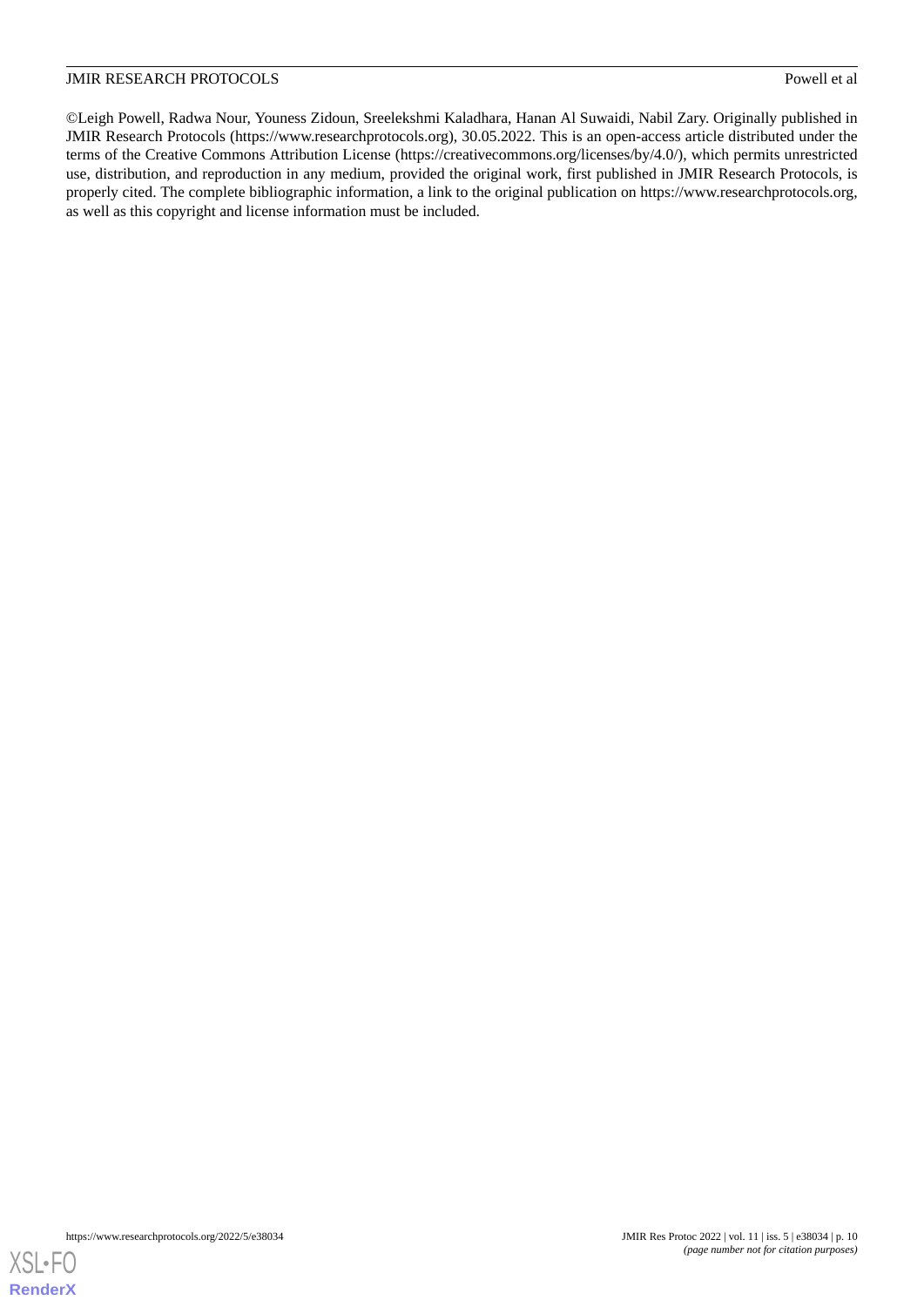©Leigh Powell, Radwa Nour, Youness Zidoun, Sreelekshmi Kaladhara, Hanan Al Suwaidi, Nabil Zary. Originally published in JMIR Research Protocols (https://www.researchprotocols.org), 30.05.2022. This is an open-access article distributed under the terms of the Creative Commons Attribution License (https://creativecommons.org/licenses/by/4.0/), which permits unrestricted use, distribution, and reproduction in any medium, provided the original work, first published in JMIR Research Protocols, is properly cited. The complete bibliographic information, a link to the original publication on https://www.researchprotocols.org, as well as this copyright and license information must be included.